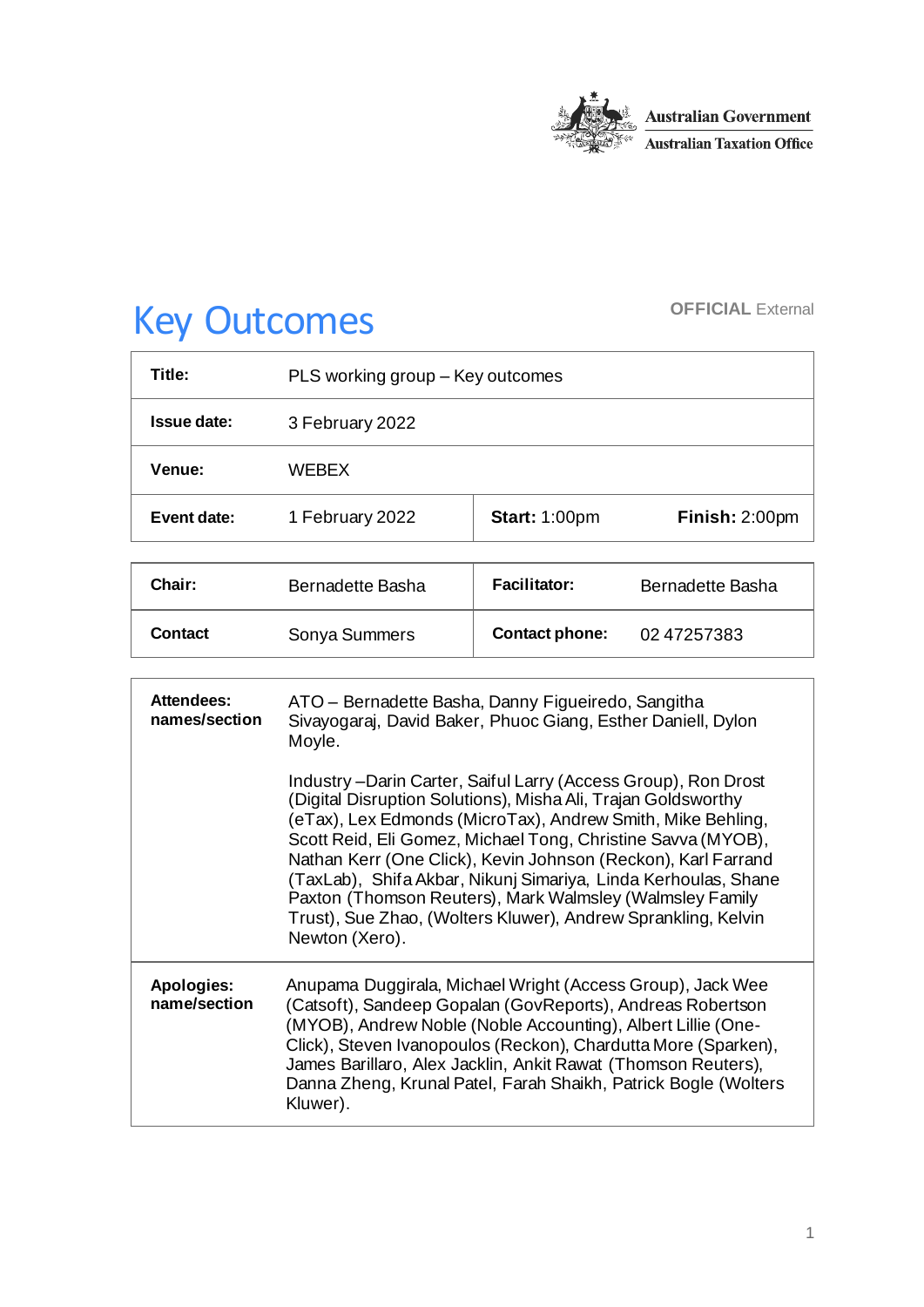Australian Government
Australian Taxation Office

# Key Outcomes

**OFFICIAL** External

| **Title:** | PLS working group – Key outcomes | | |
|---|---|---|---|
| **Issue date:** | 3 February 2022 | | |
| **Venue:** | WEBEX | | |
| **Event date:** | 1 February 2022 | **Start:** 1:00pm | **Finish:** 2:00pm |

| **Chair:** | Bernadette Basha | **Facilitator:** | Bernadette Basha |
|---|---|---|---|
| **Contact** | Sonya Summers | **Contact phone:** | 02 47257383 |

| **Attendees: names/section** | ATO – Bernadette Basha, Danny Figueiredo, Sangitha Sivayogaraj, David Baker, Phuoc Giang, Esther Daniell, Dylon Moyle.<br><br>Industry –Darin Carter, Saiful Larry (Access Group), Ron Drost (Digital Disruption Solutions), Misha Ali, Trajan Goldsworthy (eTax), Lex Edmonds (MicroTax), Andrew Smith, Mike Behling, Scott Reid, Eli Gomez, Michael Tong, Christine Savva (MYOB), Nathan Kerr (One Click), Kevin Johnson (Reckon), Karl Farrand (TaxLab), Shifa Akbar, Nikunj Simariya, Linda Kerhoulas, Shane Paxton (Thomson Reuters), Mark Walmsley (Walmsley Family Trust), Sue Zhao, (Wolters Kluwer), Andrew Sprankling, Kelvin Newton (Xero). |
|---|---|
| **Apologies: name/section** | Anupama Duggirala, Michael Wright (Access Group), Jack Wee (Catsoft), Sandeep Gopalan (GovReports), Andreas Robertson (MYOB), Andrew Noble (Noble Accounting), Albert Lillie (One-Click), Steven Ivanopoulos (Reckon), Chardutta More (Sparken), James Barillaro, Alex Jacklin, Ankit Rawat (Thomson Reuters), Danna Zheng, Krunal Patel, Farah Shaikh, Patrick Bogle (Wolters Kluwer). |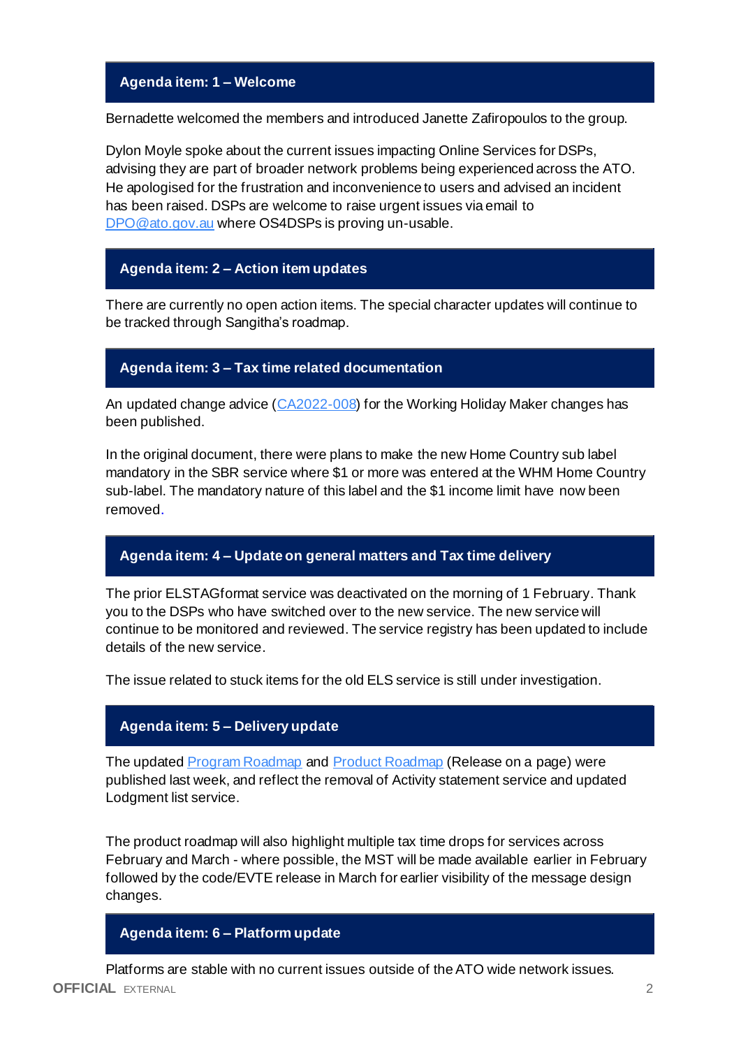## Agenda item: 1 – Welcome

Bernadette welcomed the members and introduced Janette Zafiropoulos to the group.

Dylon Moyle spoke about the current issues impacting Online Services for DSPs, advising they are part of broader network problems being experienced across the ATO. He apologised for the frustration and inconvenience to users and advised an incident has been raised. DSPs are welcome to raise urgent issues via email to DPO@ato.gov.au where OS4DSPs is proving un-usable.

## Agenda item: 2 – Action item updates

There are currently no open action items. The special character updates will continue to be tracked through Sangitha's roadmap.

## Agenda item: 3 – Tax time related documentation

An updated change advice (CA2022-008) for the Working Holiday Maker changes has been published.

In the original document, there were plans to make the new Home Country sub label mandatory in the SBR service where $1 or more was entered at the WHM Home Country sub-label. The mandatory nature of this label and the $1 income limit have now been removed.

## Agenda item: 4 – Update on general matters and Tax time delivery

The prior ELSTAGformat service was deactivated on the morning of 1 February. Thank you to the DSPs who have switched over to the new service. The new service will continue to be monitored and reviewed. The service registry has been updated to include details of the new service.

The issue related to stuck items for the old ELS service is still under investigation.

## Agenda item: 5 – Delivery update

The updated Program Roadmap and Product Roadmap (Release on a page) were published last week, and reflect the removal of Activity statement service and updated Lodgment list service.

The product roadmap will also highlight multiple tax time drops for services across February and March - where possible, the MST will be made available earlier in February followed by the code/EVTE release in March for earlier visibility of the message design changes.

## Agenda item: 6 – Platform update

Platforms are stable with no current issues outside of the ATO wide network issues.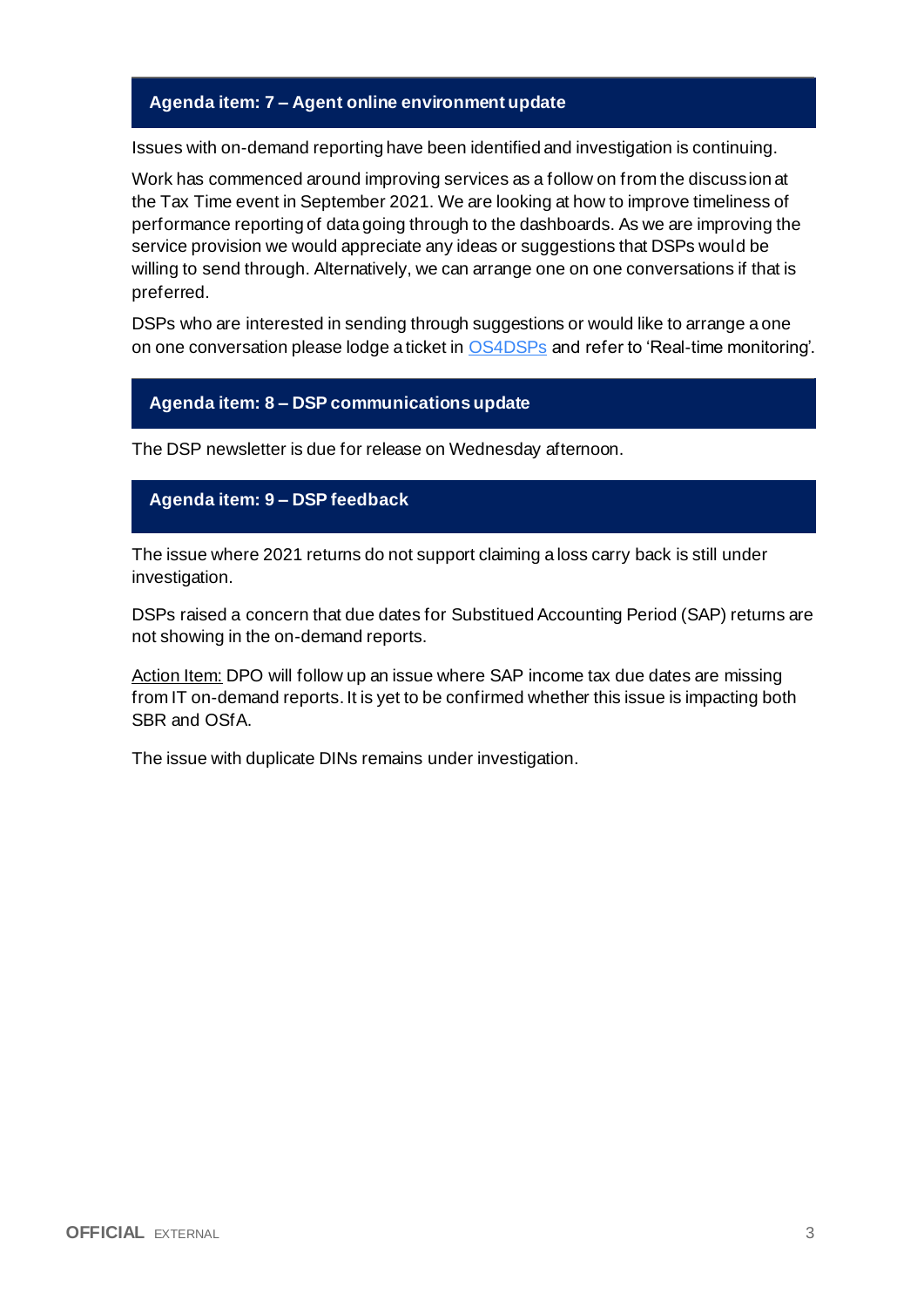## Agenda item: 7 – Agent online environment update

Issues with on-demand reporting have been identified and investigation is continuing.

Work has commenced around improving services as a follow on from the discussion at the Tax Time event in September 2021. We are looking at how to improve timeliness of performance reporting of data going through to the dashboards. As we are improving the service provision we would appreciate any ideas or suggestions that DSPs would be willing to send through. Alternatively, we can arrange one on one conversations if that is preferred.

DSPs who are interested in sending through suggestions or would like to arrange a one on one conversation please lodge a ticket in OS4DSPs and refer to 'Real-time monitoring'.

## Agenda item: 8 – DSP communications update

The DSP newsletter is due for release on Wednesday afternoon.

## Agenda item: 9 – DSP feedback

The issue where 2021 returns do not support claiming a loss carry back is still under investigation.

DSPs raised a concern that due dates for Substitued Accounting Period (SAP) returns are not showing in the on-demand reports.

Action Item: DPO will follow up an issue where SAP income tax due dates are missing from IT on-demand reports. It is yet to be confirmed whether this issue is impacting both SBR and OSfA.

The issue with duplicate DINs remains under investigation.